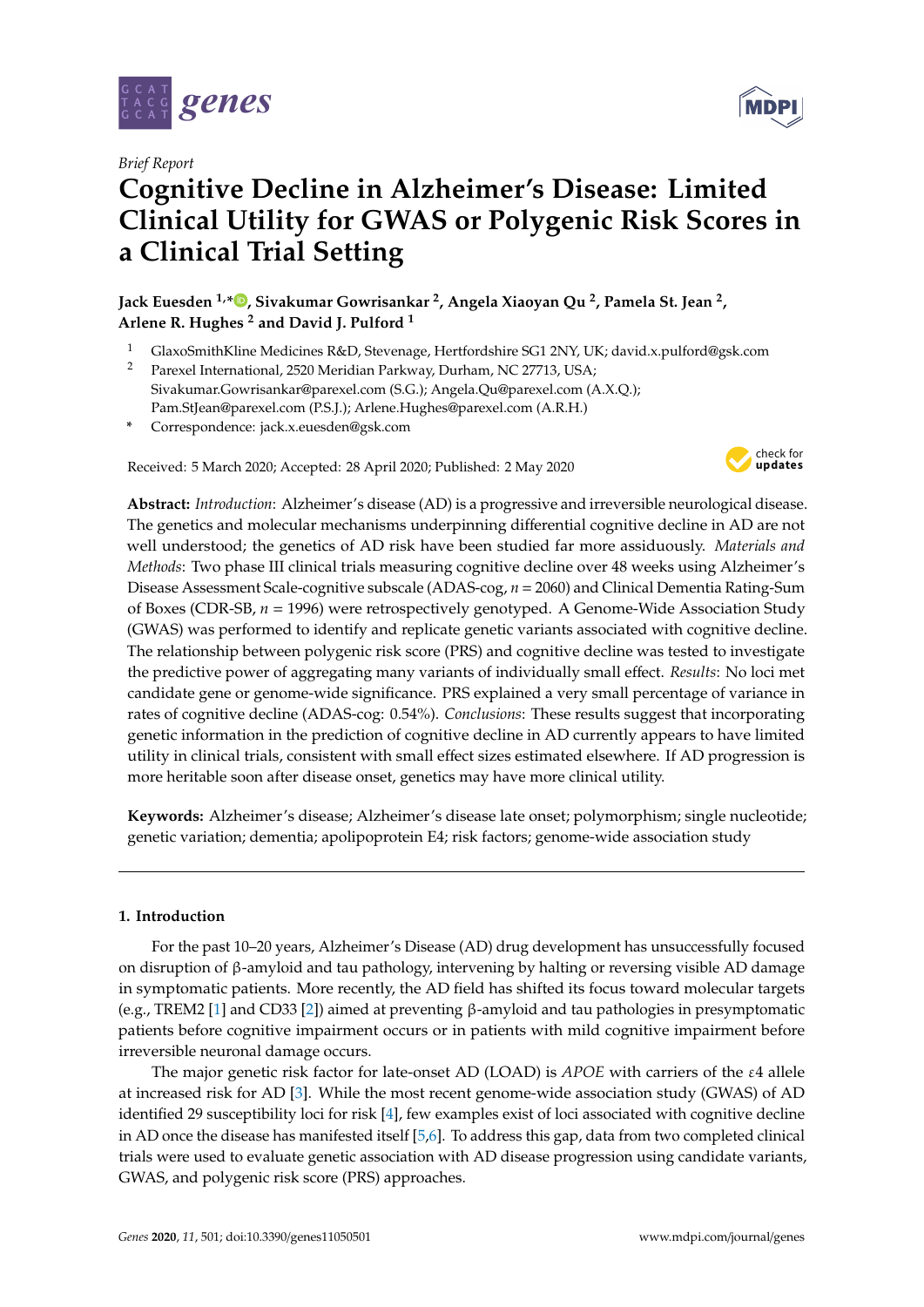*Brief Report*

# Cognitive Decline in Alzheimer's Disease: Limited Clinical Utility for GWAS or Polygenic Risk Scores in a Clinical Trial Setting

**Jack Euesden [1,*], Sivakumar Gowrisankar [2], Angela Xiaoyan Qu [2], Pamela St. Jean [2], Arlene R. Hughes [2] and David J. Pulford [1]**

[1] GlaxoSmithKline Medicines R&D, Stevenage, Hertfordshire SG1 2NY, UK; david.x.pulford@gsk.com

[2] Parexel International, 2520 Meridian Parkway, Durham, NC 27713, USA; Sivakumar.Gowrisankar@parexel.com (S.G.); Angela.Qu@parexel.com (A.X.Q.); Pam.StJean@parexel.com (P.S.J.); Arlene.Hughes@parexel.com (A.R.H.)

\* Correspondence: jack.x.euesden@gsk.com

Received: 5 March 2020; Accepted: 28 April 2020; Published: 2 May 2020

**Abstract:** *Introduction*: Alzheimer's disease (AD) is a progressive and irreversible neurological disease. The genetics and molecular mechanisms underpinning differential cognitive decline in AD are not well understood; the genetics of AD risk have been studied far more assiduously. *Materials and Methods*: Two phase III clinical trials measuring cognitive decline over 48 weeks using Alzheimer's Disease Assessment Scale-cognitive subscale (ADAS-cog, $n = 2060$) and Clinical Dementia Rating-Sum of Boxes (CDR-SB, $n = 1996$) were retrospectively genotyped. A Genome-Wide Association Study (GWAS) was performed to identify and replicate genetic variants associated with cognitive decline. The relationship between polygenic risk score (PRS) and cognitive decline was tested to investigate the predictive power of aggregating many variants of individually small effect. *Results*: No loci met candidate gene or genome-wide significance. PRS explained a very small percentage of variance in rates of cognitive decline (ADAS-cog: 0.54%). *Conclusions*: These results suggest that incorporating genetic information in the prediction of cognitive decline in AD currently appears to have limited utility in clinical trials, consistent with small effect sizes estimated elsewhere. If AD progression is more heritable soon after disease onset, genetics may have more clinical utility.

**Keywords:** Alzheimer's disease; Alzheimer's disease late onset; polymorphism; single nucleotide; genetic variation; dementia; apolipoprotein E4; risk factors; genome-wide association study

## 1. Introduction

For the past 10–20 years, Alzheimer's Disease (AD) drug development has unsuccessfully focused on disruption of β-amyloid and tau pathology, intervening by halting or reversing visible AD damage in symptomatic patients. More recently, the AD field has shifted its focus toward molecular targets (e.g., TREM2 [1] and CD33 [2]) aimed at preventing β-amyloid and tau pathologies in presymptomatic patients before cognitive impairment occurs or in patients with mild cognitive impairment before irreversible neuronal damage occurs.

The major genetic risk factor for late-onset AD (LOAD) is *APOE* with carriers of the ε4 allele at increased risk for AD [3]. While the most recent genome-wide association study (GWAS) of AD identified 29 susceptibility loci for risk [4], few examples exist of loci associated with cognitive decline in AD once the disease has manifested itself [5,6]. To address this gap, data from two completed clinical trials were used to evaluate genetic association with AD disease progression using candidate variants, GWAS, and polygenic risk score (PRS) approaches.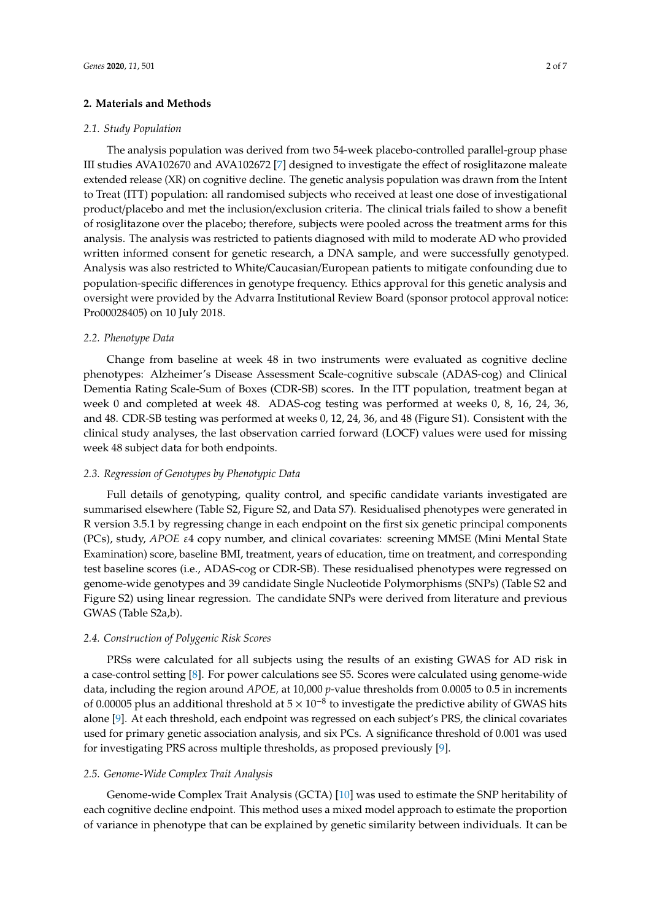## 2. Materials and Methods

### 2.1. Study Population

The analysis population was derived from two 54-week placebo-controlled parallel-group phase III studies AVA102670 and AVA102672 [7] designed to investigate the effect of rosiglitazone maleate extended release (XR) on cognitive decline. The genetic analysis population was drawn from the Intent to Treat (ITT) population: all randomised subjects who received at least one dose of investigational product/placebo and met the inclusion/exclusion criteria. The clinical trials failed to show a benefit of rosiglitazone over the placebo; therefore, subjects were pooled across the treatment arms for this analysis. The analysis was restricted to patients diagnosed with mild to moderate AD who provided written informed consent for genetic research, a DNA sample, and were successfully genotyped. Analysis was also restricted to White/Caucasian/European patients to mitigate confounding due to population-specific differences in genotype frequency. Ethics approval for this genetic analysis and oversight were provided by the Advarra Institutional Review Board (sponsor protocol approval notice: Pro00028405) on 10 July 2018.

### 2.2. Phenotype Data

Change from baseline at week 48 in two instruments were evaluated as cognitive decline phenotypes: Alzheimer's Disease Assessment Scale-cognitive subscale (ADAS-cog) and Clinical Dementia Rating Scale-Sum of Boxes (CDR-SB) scores. In the ITT population, treatment began at week 0 and completed at week 48. ADAS-cog testing was performed at weeks 0, 8, 16, 24, 36, and 48. CDR-SB testing was performed at weeks 0, 12, 24, 36, and 48 (Figure S1). Consistent with the clinical study analyses, the last observation carried forward (LOCF) values were used for missing week 48 subject data for both endpoints.

### 2.3. Regression of Genotypes by Phenotypic Data

Full details of genotyping, quality control, and specific candidate variants investigated are summarised elsewhere (Table S2, Figure S2, and Data S7). Residualised phenotypes were generated in R version 3.5.1 by regressing change in each endpoint on the first six genetic principal components (PCs), study, *APOE* $\varepsilon$4 copy number, and clinical covariates: screening MMSE (Mini Mental State Examination) score, baseline BMI, treatment, years of education, time on treatment, and corresponding test baseline scores (i.e., ADAS-cog or CDR-SB). These residualised phenotypes were regressed on genome-wide genotypes and 39 candidate Single Nucleotide Polymorphisms (SNPs) (Table S2 and Figure S2) using linear regression. The candidate SNPs were derived from literature and previous GWAS (Table S2a,b).

### 2.4. Construction of Polygenic Risk Scores

PRSs were calculated for all subjects using the results of an existing GWAS for AD risk in a case-control setting [8]. For power calculations see S5. Scores were calculated using genome-wide data, including the region around *APOE*, at 10,000 *p*-value thresholds from 0.0005 to 0.5 in increments of 0.00005 plus an additional threshold at $5 \times 10^{-8}$ to investigate the predictive ability of GWAS hits alone [9]. At each threshold, each endpoint was regressed on each subject's PRS, the clinical covariates used for primary genetic association analysis, and six PCs. A significance threshold of 0.001 was used for investigating PRS across multiple thresholds, as proposed previously [9].

### 2.5. Genome-Wide Complex Trait Analysis

Genome-wide Complex Trait Analysis (GCTA) [10] was used to estimate the SNP heritability of each cognitive decline endpoint. This method uses a mixed model approach to estimate the proportion of variance in phenotype that can be explained by genetic similarity between individuals. It can be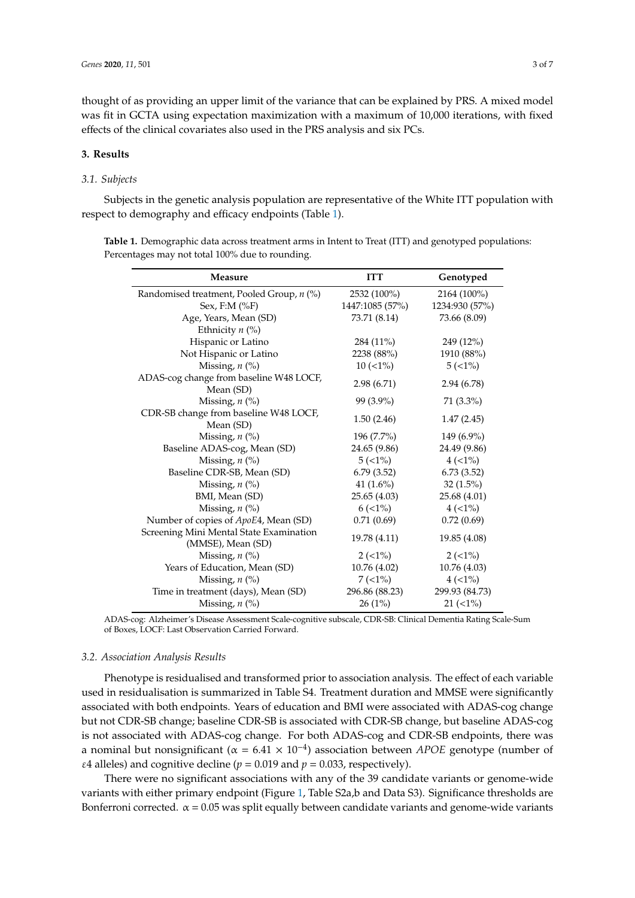thought of as providing an upper limit of the variance that can be explained by PRS. A mixed model was fit in GCTA using expectation maximization with a maximum of 10,000 iterations, with fixed effects of the clinical covariates also used in the PRS analysis and six PCs.

## 3. Results

### 3.1. Subjects

Subjects in the genetic analysis population are representative of the White ITT population with respect to demography and efficacy endpoints (Table 1).

**Table 1.** Demographic data across treatment arms in Intent to Treat (ITT) and genotyped populations: Percentages may not total 100% due to rounding.

| Measure | ITT | Genotyped |
|---|---|---|
| Randomised treatment, Pooled Group, *n* (%) | 2532 (100%) | 2164 (100%) |
| Sex, F:M (%F) | 1447:1085 (57%) | 1234:930 (57%) |
| Age, Years, Mean (SD) | 73.71 (8.14) | 73.66 (8.09) |
| Ethnicity *n* (%) | | |
| Hispanic or Latino | 284 (11%) | 249 (12%) |
| Not Hispanic or Latino | 2238 (88%) | 1910 (88%) |
| Missing, *n* (%) | 10 (<1%) | 5 (<1%) |
| ADAS-cog change from baseline W48 LOCF, Mean (SD) | 2.98 (6.71) | 2.94 (6.78) |
| Missing, *n* (%) | 99 (3.9%) | 71 (3.3%) |
| CDR-SB change from baseline W48 LOCF, Mean (SD) | 1.50 (2.46) | 1.47 (2.45) |
| Missing, *n* (%) | 196 (7.7%) | 149 (6.9%) |
| Baseline ADAS-cog, Mean (SD) | 24.65 (9.86) | 24.49 (9.86) |
| Missing, *n* (%) | 5 (<1%) | 4 (<1%) |
| Baseline CDR-SB, Mean (SD) | 6.79 (3.52) | 6.73 (3.52) |
| Missing, *n* (%) | 41 (1.6%) | 32 (1.5%) |
| BMI, Mean (SD) | 25.65 (4.03) | 25.68 (4.01) |
| Missing, *n* (%) | 6 (<1%) | 4 (<1%) |
| Number of copies of *ApoE*4, Mean (SD) | 0.71 (0.69) | 0.72 (0.69) |
| Screening Mini Mental State Examination (MMSE), Mean (SD) | 19.78 (4.11) | 19.85 (4.08) |
| Missing, *n* (%) | 2 (<1%) | 2 (<1%) |
| Years of Education, Mean (SD) | 10.76 (4.02) | 10.76 (4.03) |
| Missing, *n* (%) | 7 (<1%) | 4 (<1%) |
| Time in treatment (days), Mean (SD) | 296.86 (88.23) | 299.93 (84.73) |
| Missing, *n* (%) | 26 (1%) | 21 (<1%) |

ADAS-cog: Alzheimer's Disease Assessment Scale-cognitive subscale, CDR-SB: Clinical Dementia Rating Scale-Sum of Boxes, LOCF: Last Observation Carried Forward.

### 3.2. Association Analysis Results

Phenotype is residualised and transformed prior to association analysis. The effect of each variable used in residualisation is summarized in Table S4. Treatment duration and MMSE were significantly associated with both endpoints. Years of education and BMI were associated with ADAS-cog change but not CDR-SB change; baseline CDR-SB is associated with CDR-SB change, but baseline ADAS-cog is not associated with ADAS-cog change. For both ADAS-cog and CDR-SB endpoints, there was a nominal but nonsignificant ($\alpha = 6.41 \times 10^{-4}$) association between *APOE* genotype (number of $\varepsilon 4$ alleles) and cognitive decline ($p = 0.019$ and $p = 0.033$, respectively).

There were no significant associations with any of the 39 candidate variants or genome-wide variants with either primary endpoint (Figure 1, Table S2a,b and Data S3). Significance thresholds are Bonferroni corrected. $\alpha = 0.05$ was split equally between candidate variants and genome-wide variants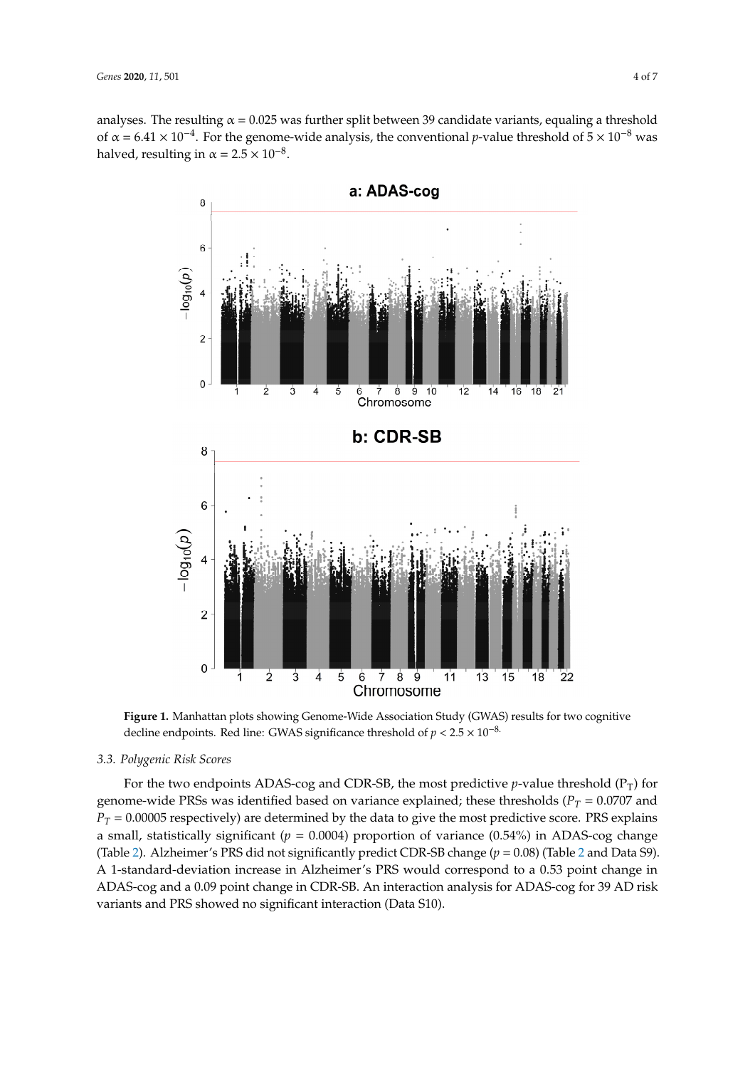analyses. The resulting $\alpha = 0.025$ was further split between 39 candidate variants, equaling a threshold of $\alpha = 6.41 \times 10^{-4}$. For the genome-wide analysis, the conventional *p*-value threshold of $5 \times 10^{-8}$ was halved, resulting in $\alpha = 2.5 \times 10^{-8}$.

**Figure 1.** Manhattan plots showing Genome-Wide Association Study (GWAS) results for two cognitive decline endpoints. Red line: GWAS significance threshold of $p < 2.5 \times 10^{-8}$.

### 3.3. Polygenic Risk Scores

For the two endpoints ADAS-cog and CDR-SB, the most predictive *p*-value threshold ($P_T$) for genome-wide PRSs was identified based on variance explained; these thresholds ($P_T = 0.0707$ and $P_T = 0.00005$ respectively) are determined by the data to give the most predictive score. PRS explains a small, statistically significant ($p = 0.0004$) proportion of variance (0.54%) in ADAS-cog change (Table 2). Alzheimer's PRS did not significantly predict CDR-SB change ($p = 0.08$) (Table 2 and Data S9). A 1-standard-deviation increase in Alzheimer's PRS would correspond to a 0.53 point change in ADAS-cog and a 0.09 point change in CDR-SB. An interaction analysis for ADAS-cog for 39 AD risk variants and PRS showed no significant interaction (Data S10).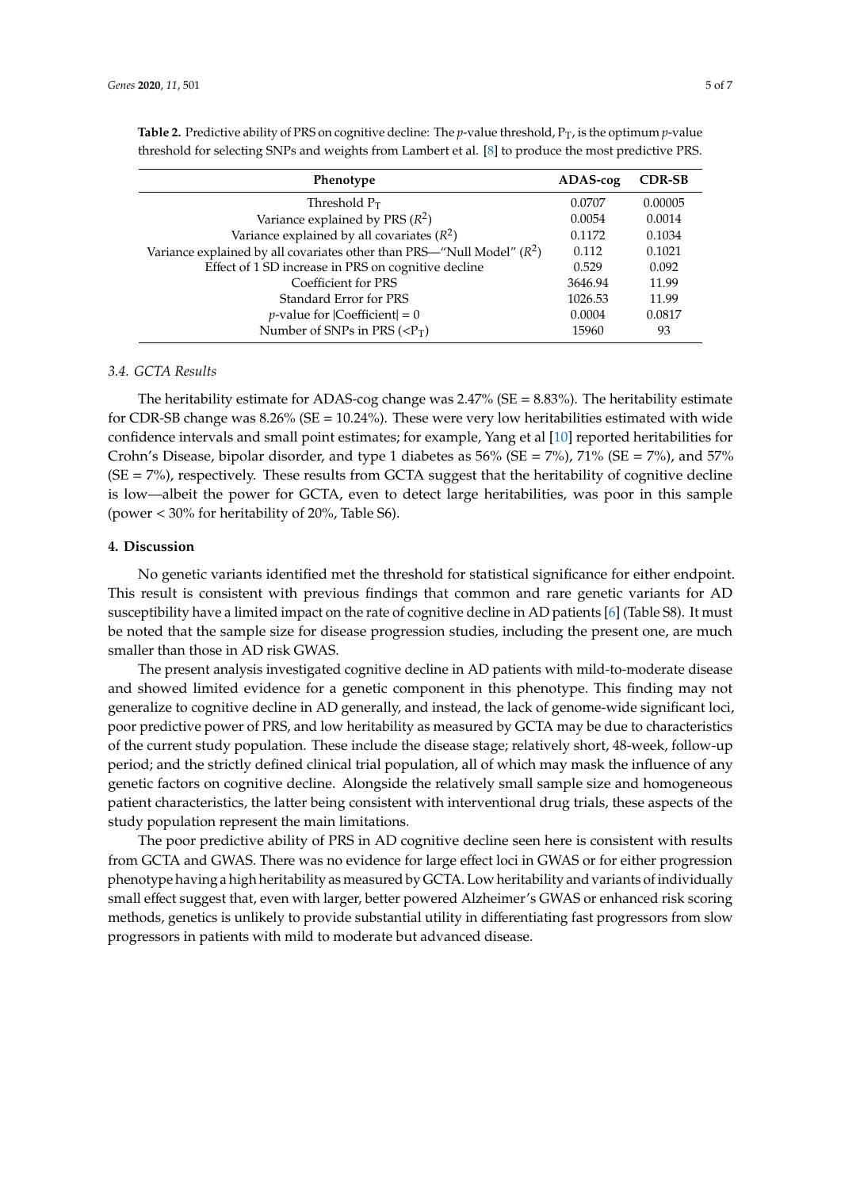**Table 2.** Predictive ability of PRS on cognitive decline: The *p*-value threshold, $P_T$, is the optimum *p*-value threshold for selecting SNPs and weights from Lambert et al. [8] to produce the most predictive PRS.

| Phenotype | ADAS-cog | CDR-SB |
|---|---|---|
| Threshold $P_T$ | 0.0707 | 0.00005 |
| Variance explained by PRS ($R^2$) | 0.0054 | 0.0014 |
| Variance explained by all covariates ($R^2$) | 0.1172 | 0.1034 |
| Variance explained by all covariates other than PRS—"Null Model" ($R^2$) | 0.112 | 0.1021 |
| Effect of 1 SD increase in PRS on cognitive decline | 0.529 | 0.092 |
| Coefficient for PRS | 3646.94 | 11.99 |
| Standard Error for PRS | 1026.53 | 11.99 |
| *p*-value for \|Coefficient\| = 0 | 0.0004 | 0.0817 |
| Number of SNPs in PRS ($<P_T$) | 15960 | 93 |

### 3.4. GCTA Results

The heritability estimate for ADAS-cog change was 2.47% (SE = 8.83%). The heritability estimate for CDR-SB change was 8.26% (SE = 10.24%). These were very low heritabilities estimated with wide confidence intervals and small point estimates; for example, Yang et al [10] reported heritabilities for Crohn's Disease, bipolar disorder, and type 1 diabetes as 56% (SE = 7%), 71% (SE = 7%), and 57% (SE = 7%), respectively. These results from GCTA suggest that the heritability of cognitive decline is low—albeit the power for GCTA, even to detect large heritabilities, was poor in this sample (power < 30% for heritability of 20%, Table S6).

## 4. Discussion

No genetic variants identified met the threshold for statistical significance for either endpoint. This result is consistent with previous findings that common and rare genetic variants for AD susceptibility have a limited impact on the rate of cognitive decline in AD patients [6] (Table S8). It must be noted that the sample size for disease progression studies, including the present one, are much smaller than those in AD risk GWAS.

The present analysis investigated cognitive decline in AD patients with mild-to-moderate disease and showed limited evidence for a genetic component in this phenotype. This finding may not generalize to cognitive decline in AD generally, and instead, the lack of genome-wide significant loci, poor predictive power of PRS, and low heritability as measured by GCTA may be due to characteristics of the current study population. These include the disease stage; relatively short, 48-week, follow-up period; and the strictly defined clinical trial population, all of which may mask the influence of any genetic factors on cognitive decline. Alongside the relatively small sample size and homogeneous patient characteristics, the latter being consistent with interventional drug trials, these aspects of the study population represent the main limitations.

The poor predictive ability of PRS in AD cognitive decline seen here is consistent with results from GCTA and GWAS. There was no evidence for large effect loci in GWAS or for either progression phenotype having a high heritability as measured by GCTA. Low heritability and variants of individually small effect suggest that, even with larger, better powered Alzheimer's GWAS or enhanced risk scoring methods, genetics is unlikely to provide substantial utility in differentiating fast progressors from slow progressors in patients with mild to moderate but advanced disease.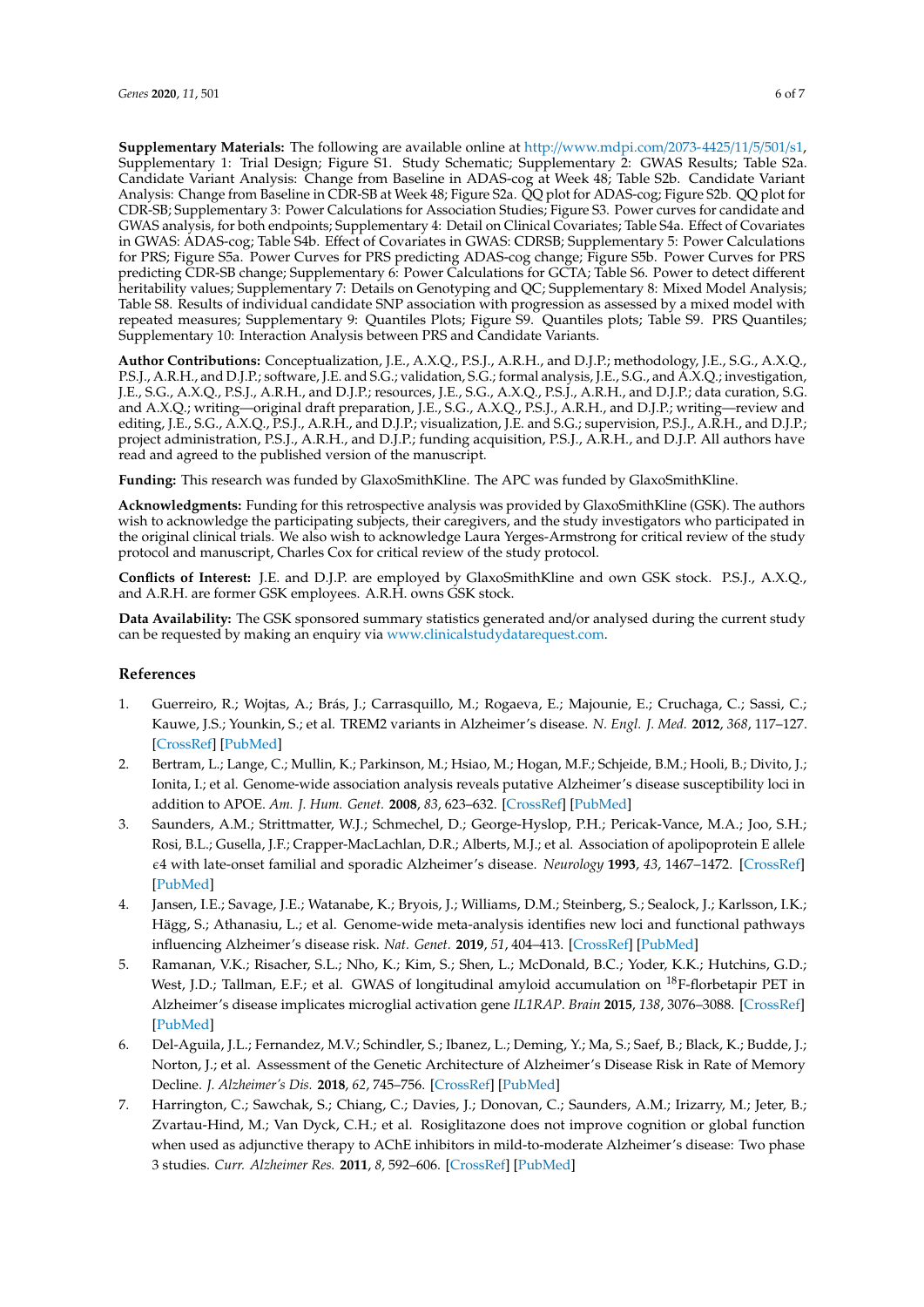**Supplementary Materials:** The following are available online at http://www.mdpi.com/2073-4425/11/5/501/s1, Supplementary 1: Trial Design; Figure S1. Study Schematic; Supplementary 2: GWAS Results; Table S2a. Candidate Variant Analysis: Change from Baseline in ADAS-cog at Week 48; Table S2b. Candidate Variant Analysis: Change from Baseline in CDR-SB at Week 48; Figure S2a. QQ plot for ADAS-cog; Figure S2b. QQ plot for CDR-SB; Supplementary 3: Power Calculations for Association Studies; Figure S3. Power curves for candidate and GWAS analysis, for both endpoints; Supplementary 4: Detail on Clinical Covariates; Table S4a. Effect of Covariates in GWAS: ADAS-cog; Table S4b. Effect of Covariates in GWAS: CDRSB; Supplementary 5: Power Calculations for PRS; Figure S5a. Power Curves for PRS predicting ADAS-cog change; Figure S5b. Power Curves for PRS predicting CDR-SB change; Supplementary 6: Power Calculations for GCTA; Table S6. Power to detect different heritability values; Supplementary 7: Details on Genotyping and QC; Supplementary 8: Mixed Model Analysis; Table S8. Results of individual candidate SNP association with progression as assessed by a mixed model with repeated measures; Supplementary 9: Quantiles Plots; Figure S9. Quantiles plots; Table S9. PRS Quantiles; Supplementary 10: Interaction Analysis between PRS and Candidate Variants.

**Author Contributions:** Conceptualization, J.E., A.X.Q., P.S.J., A.R.H., and D.J.P.; methodology, J.E., S.G., A.X.Q., P.S.J., A.R.H., and D.J.P.; software, J.E. and S.G.; validation, S.G.; formal analysis, J.E., S.G., and A.X.Q.; investigation, J.E., S.G., A.X.Q., P.S.J., A.R.H., and D.J.P.; resources, J.E., S.G., A.X.Q., P.S.J., A.R.H., and D.J.P.; data curation, S.G. and A.X.Q.; writing—original draft preparation, J.E., S.G., A.X.Q., P.S.J., A.R.H., and D.J.P.; writing—review and editing, J.E., S.G., A.X.Q., P.S.J., A.R.H., and D.J.P.; visualization, J.E. and S.G.; supervision, P.S.J., A.R.H., and D.J.P.; project administration, P.S.J., A.R.H., and D.J.P.; funding acquisition, P.S.J., A.R.H., and D.J.P. All authors have read and agreed to the published version of the manuscript.

**Funding:** This research was funded by GlaxoSmithKline. The APC was funded by GlaxoSmithKline.

**Acknowledgments:** Funding for this retrospective analysis was provided by GlaxoSmithKline (GSK). The authors wish to acknowledge the participating subjects, their caregivers, and the study investigators who participated in the original clinical trials. We also wish to acknowledge Laura Yerges-Armstrong for critical review of the study protocol and manuscript, Charles Cox for critical review of the study protocol.

**Conflicts of Interest:** J.E. and D.J.P. are employed by GlaxoSmithKline and own GSK stock. P.S.J., A.X.Q., and A.R.H. are former GSK employees. A.R.H. owns GSK stock.

**Data Availability:** The GSK sponsored summary statistics generated and/or analysed during the current study can be requested by making an enquiry via www.clinicalstudydatarequest.com.

## References

1. Guerreiro, R.; Wojtas, A.; Brás, J.; Carrasquillo, M.; Rogaeva, E.; Majounie, E.; Cruchaga, C.; Sassi, C.; Kauwe, J.S.; Younkin, S.; et al. TREM2 variants in Alzheimer's disease. *N. Engl. J. Med.* **2012**, *368*, 117–127. [CrossRef] [PubMed]
2. Bertram, L.; Lange, C.; Mullin, K.; Parkinson, M.; Hsiao, M.; Hogan, M.F.; Schjeide, B.M.; Hooli, B.; Divito, J.; Ionita, I.; et al. Genome-wide association analysis reveals putative Alzheimer's disease susceptibility loci in addition to APOE. *Am. J. Hum. Genet.* **2008**, *83*, 623–632. [CrossRef] [PubMed]
3. Saunders, A.M.; Strittmatter, W.J.; Schmechel, D.; George-Hyslop, P.H.; Pericak-Vance, M.A.; Joo, S.H.; Rosi, B.L.; Gusella, J.F.; Crapper-MacLachlan, D.R.; Alberts, M.J.; et al. Association of apolipoprotein E allele ϵ4 with late-onset familial and sporadic Alzheimer's disease. *Neurology* **1993**, *43*, 1467–1472. [CrossRef] [PubMed]
4. Jansen, I.E.; Savage, J.E.; Watanabe, K.; Bryois, J.; Williams, D.M.; Steinberg, S.; Sealock, J.; Karlsson, I.K.; Hägg, S.; Athanasiu, L.; et al. Genome-wide meta-analysis identifies new loci and functional pathways influencing Alzheimer's disease risk. *Nat. Genet.* **2019**, *51*, 404–413. [CrossRef] [PubMed]
5. Ramanan, V.K.; Risacher, S.L.; Nho, K.; Kim, S.; Shen, L.; McDonald, B.C.; Yoder, K.K.; Hutchins, G.D.; West, J.D.; Tallman, E.F.; et al. GWAS of longitudinal amyloid accumulation on $^{18}$F-florbetapir PET in Alzheimer's disease implicates microglial activation gene *IL1RAP*. *Brain* **2015**, *138*, 3076–3088. [CrossRef] [PubMed]
6. Del-Aguila, J.L.; Fernandez, M.V.; Schindler, S.; Ibanez, L.; Deming, Y.; Ma, S.; Saef, B.; Black, K.; Budde, J.; Norton, J.; et al. Assessment of the Genetic Architecture of Alzheimer's Disease Risk in Rate of Memory Decline. *J. Alzheimer's Dis.* **2018**, *62*, 745–756. [CrossRef] [PubMed]
7. Harrington, C.; Sawchak, S.; Chiang, C.; Davies, J.; Donovan, C.; Saunders, A.M.; Irizarry, M.; Jeter, B.; Zvartau-Hind, M.; Van Dyck, C.H.; et al. Rosiglitazone does not improve cognition or global function when used as adjunctive therapy to AChE inhibitors in mild-to-moderate Alzheimer's disease: Two phase 3 studies. *Curr. Alzheimer Res.* **2011**, *8*, 592–606. [CrossRef] [PubMed]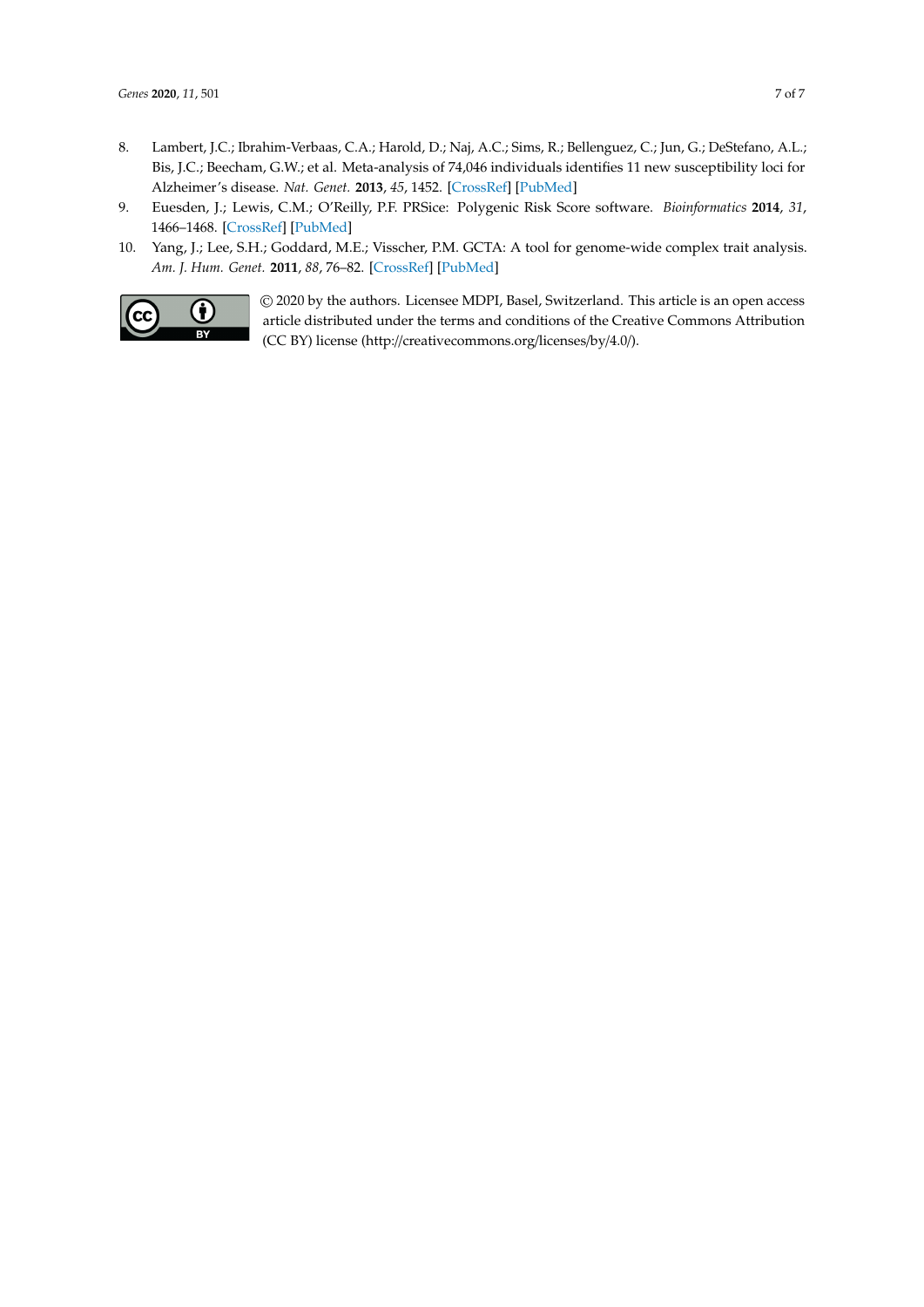8. Lambert, J.C.; Ibrahim-Verbaas, C.A.; Harold, D.; Naj, A.C.; Sims, R.; Bellenguez, C.; Jun, G.; DeStefano, A.L.; Bis, J.C.; Beecham, G.W.; et al. Meta-analysis of 74,046 individuals identifies 11 new susceptibility loci for Alzheimer's disease. *Nat. Genet.* **2013**, *45*, 1452. [CrossRef] [PubMed]
9. Euesden, J.; Lewis, C.M.; O'Reilly, P.F. PRSice: Polygenic Risk Score software. *Bioinformatics* **2014**, *31*, 1466–1468. [CrossRef] [PubMed]
10. Yang, J.; Lee, S.H.; Goddard, M.E.; Visscher, P.M. GCTA: A tool for genome-wide complex trait analysis. *Am. J. Hum. Genet.* **2011**, *88*, 76–82. [CrossRef] [PubMed]

© 2020 by the authors. Licensee MDPI, Basel, Switzerland. This article is an open access article distributed under the terms and conditions of the Creative Commons Attribution (CC BY) license (http://creativecommons.org/licenses/by/4.0/).